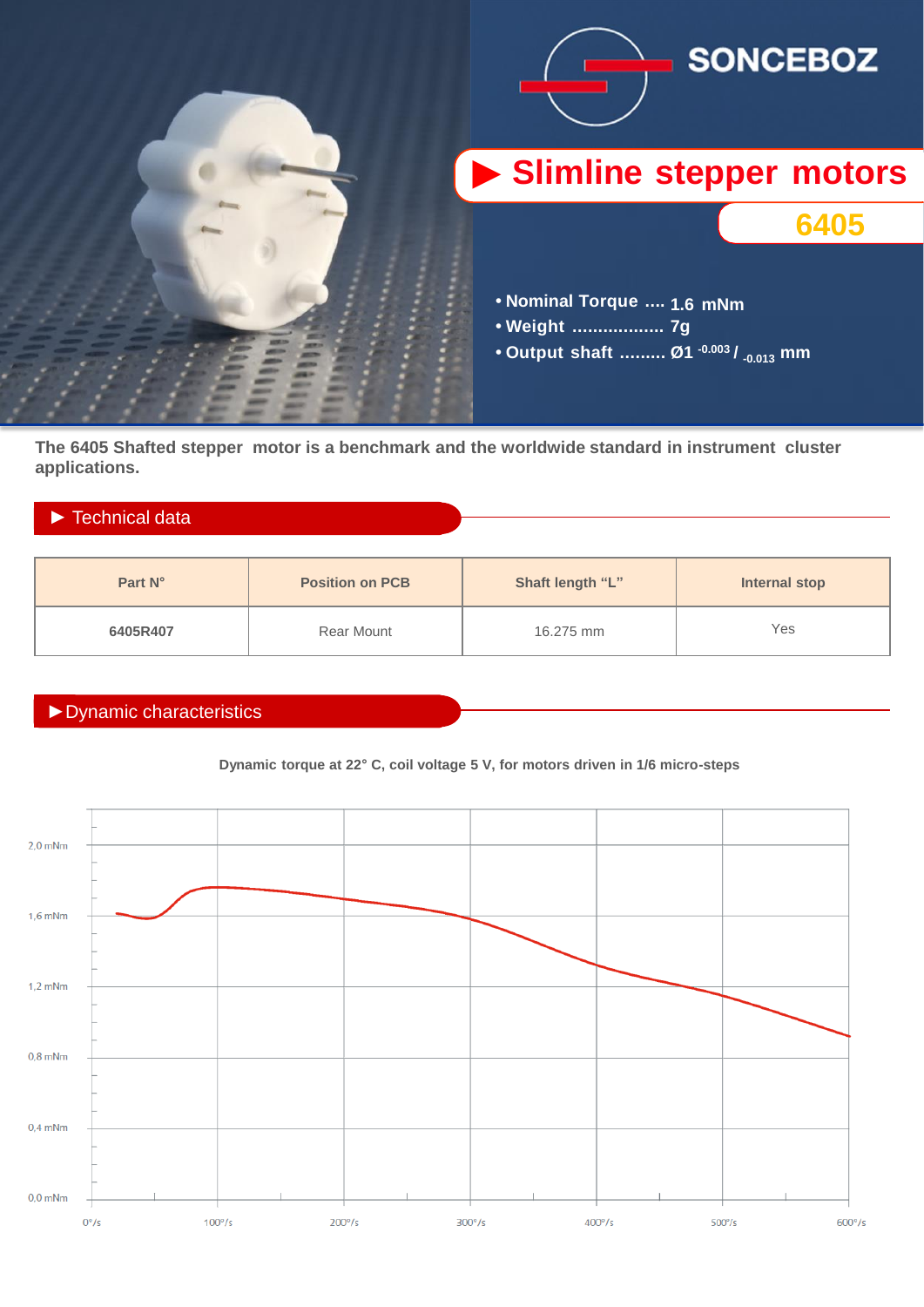SONCEBOZ

# Slimline stepper motors

## 6405

- Nominal Torque .... 1.6 mNm
- Weight .................. 7g
- Output shaft ......... Ø1 $^{-0.003}$ / $_{-0.013}$ mm

**The 6405 Shafted stepper motor is a benchmark and the worldwide standard in instrument cluster applications.**

## ► Technical data

| Part N° | Position on PCB | Shaft length "L" | Internal stop |
|---|---|---|---|
| **6405R407** | Rear Mount | 16.275 mm | Yes |

## ► Dynamic characteristics

**Dynamic torque at 22° C, coil voltage 5 V, for motors driven in 1/6 micro-steps**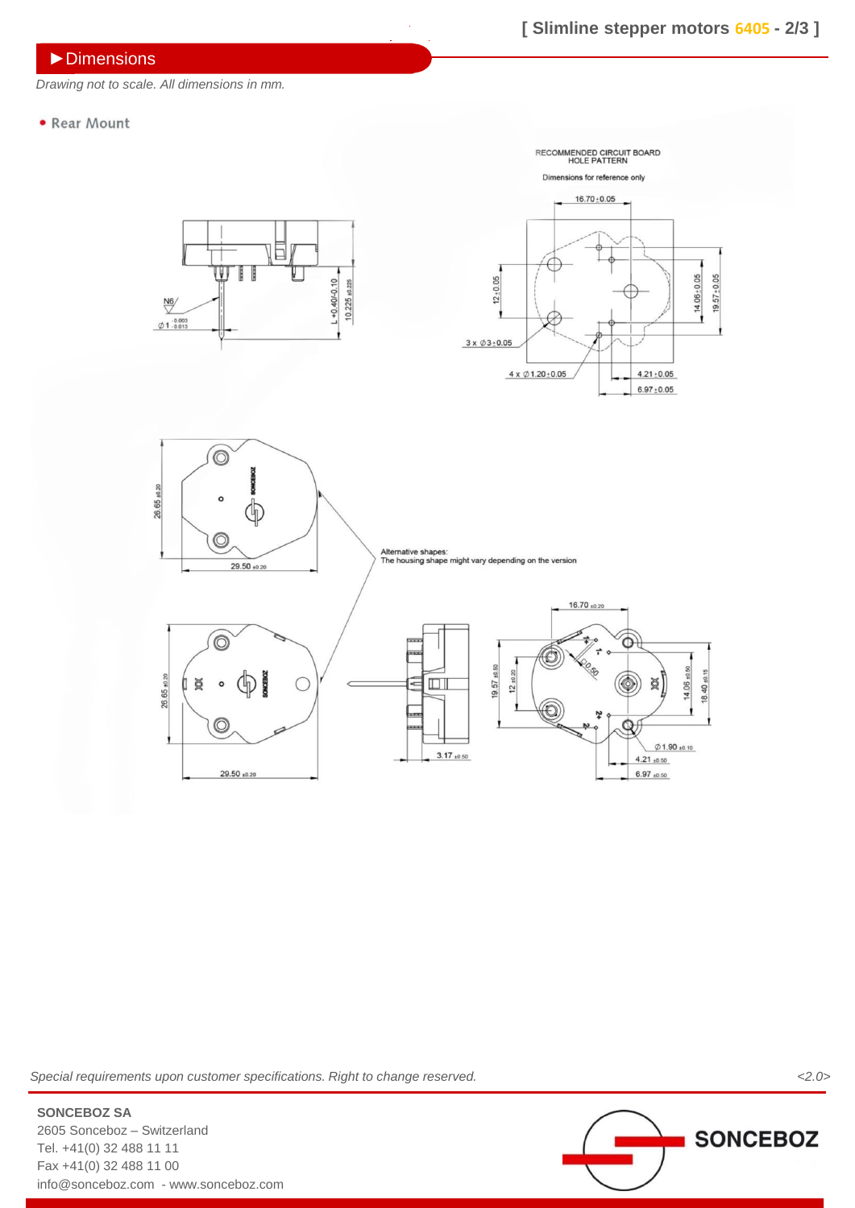## ▶Dimensions

*Drawing not to scale. All dimensions in mm.*

- Rear Mount

RECOMMENDED CIRCUIT BOARD HOLE PATTERN

Dimensions for reference only

16.70 ±0.05

12 ±0.05

14.06 ±0.05

19.57 ±0.05

3 x Ø3 ±0.05

4 x Ø1.20 ±0.05

4.21 ±0.05

6.97 ±0.05

N6

Ø1 $^{-0.003}_{-0.013}$

L +0.40/-0.10

10.225 ±0.225

26.65 ±0.20

29.50 ±0.20

Alternative shapes:
The housing shape might vary depending on the version

16.70 ±0.20

19.57 ±0.50

12 ±0.20

14.06 ±0.50

18.40 ±0.15

Ø1.90 ±0.10

4.21 ±0.50

6.97 ±0.50

3.17 ±0.50

26.65 ±0.20

29.50 ±0.20

*Special requirements upon customer specifications. Right to change reserved.*

*<2.0>*

**SONCEBOZ SA**
2605 Sonceboz – Switzerland
Tel. +41(0) 32 488 11 11
Fax +41(0) 32 488 11 00
info@sonceboz.com - www.sonceboz.com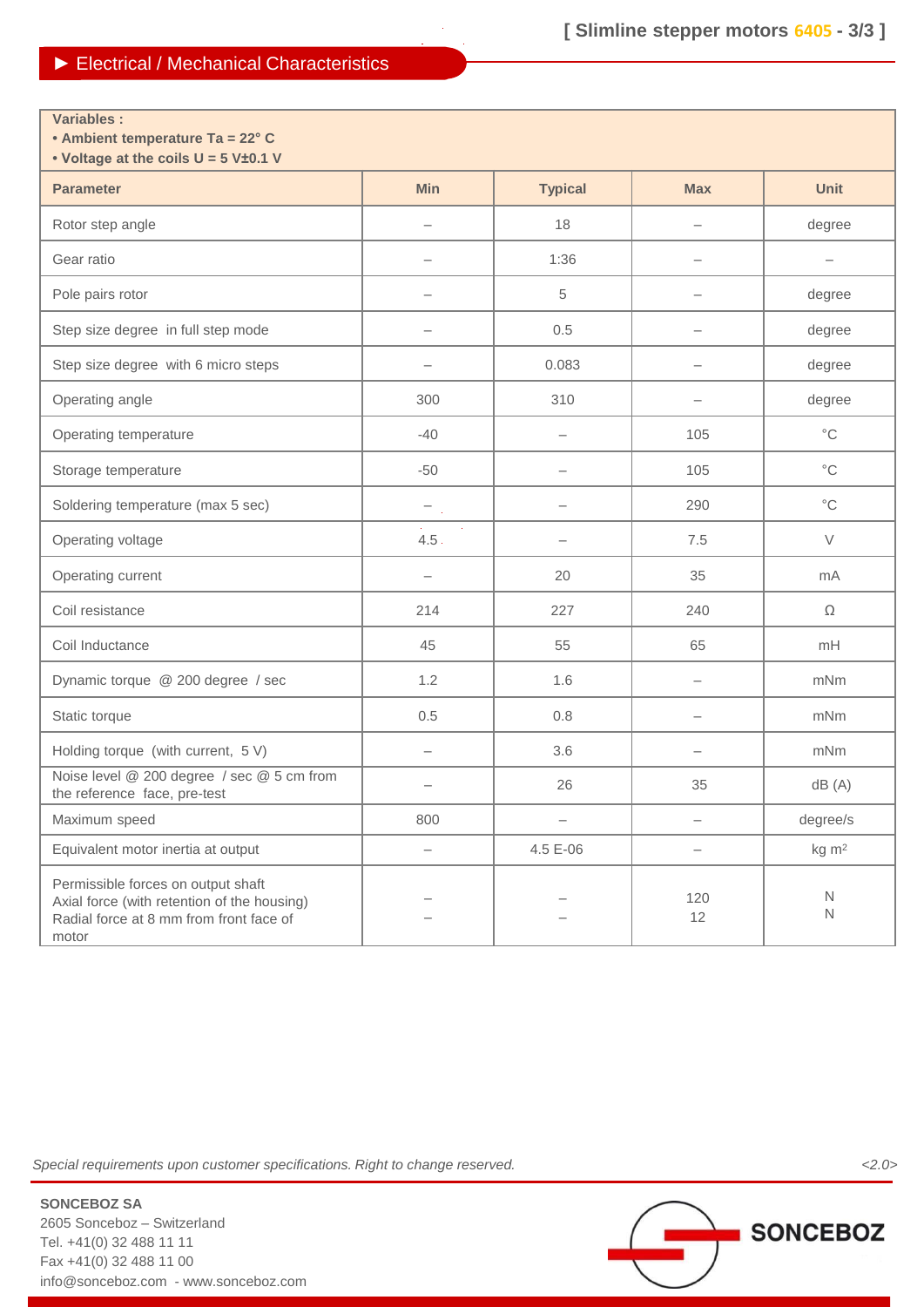## ► Electrical / Mechanical Characteristics

**Variables :**
- **Ambient temperature Ta = 22° C**
- **Voltage at the coils U = 5 V±0.1 V**

| Parameter | Min | Typical | Max | Unit |
|---|---|---|---|---|
| Rotor step angle | – | 18 | – | degree |
| Gear ratio | – | 1:36 | – | – |
| Pole pairs rotor | – | 5 | – | degree |
| Step size degree in full step mode | – | 0.5 | – | degree |
| Step size degree with 6 micro steps | – | 0.083 | – | degree |
| Operating angle | 300 | 310 | – | degree |
| Operating temperature | -40 | – | 105 | °C |
| Storage temperature | -50 | – | 105 | °C |
| Soldering temperature (max 5 sec) | – | – | 290 | °C |
| Operating voltage | 4.5 | – | 7.5 | V |
| Operating current | – | 20 | 35 | mA |
| Coil resistance | 214 | 227 | 240 | Ω |
| Coil Inductance | 45 | 55 | 65 | mH |
| Dynamic torque @ 200 degree / sec | 1.2 | 1.6 | – | mNm |
| Static torque | 0.5 | 0.8 | – | mNm |
| Holding torque (with current, 5 V) | – | 3.6 | – | mNm |
| Noise level @ 200 degree / sec @ 5 cm from the reference face, pre-test | – | 26 | 35 | dB (A) |
| Maximum speed | 800 | – | – | degree/s |
| Equivalent motor inertia at output | – | 4.5 E-06 | – | kg m² |
| Permissible forces on output shaft<br>Axial force (with retention of the housing)<br>Radial force at 8 mm from front face of motor | –<br>– | –<br>– | 120<br>12 | N<br>N |

*Special requirements upon customer specifications. Right to change reserved.* <2.0>

**SONCEBOZ SA**
2605 Sonceboz – Switzerland
Tel. +41(0) 32 488 11 11
Fax +41(0) 32 488 11 00
info@sonceboz.com - www.sonceboz.com

**SONCEBOZ**